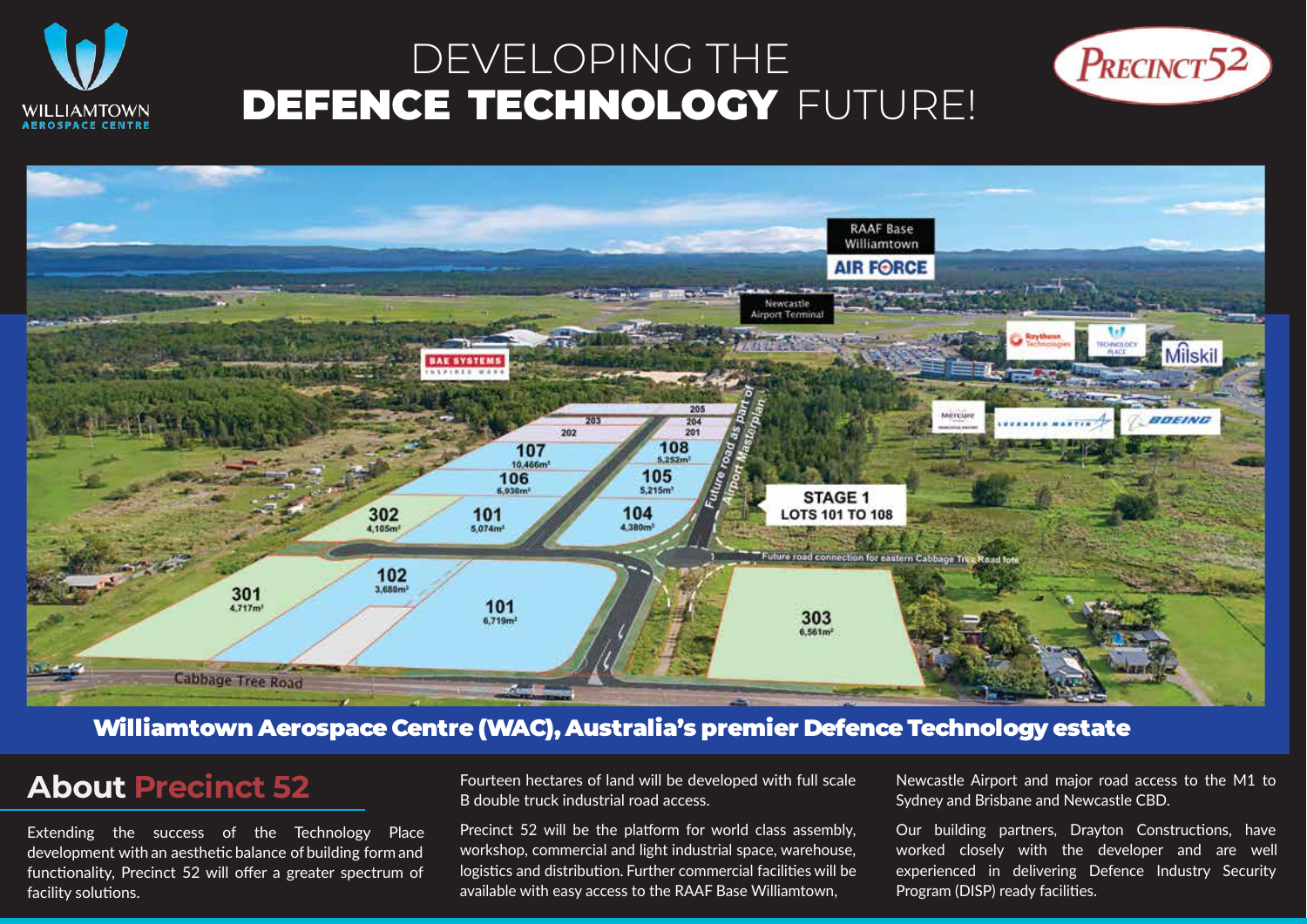# DEVELOPING THE **DEFENCE TECHNOLOGY** FUTURE!

**Williamtown Aerospace Centre (WAC), Australia's premier Defence Technology estate**

## About Precinct 52

Extending the success of the Technology Place development with an aesthetic balance of building form and functionality, Precinct 52 will offer a greater spectrum of facility solutions.

Fourteen hectares of land will be developed with full scale B double truck industrial road access.

Precinct 52 will be the platform for world class assembly, workshop, commercial and light industrial space, warehouse, logistics and distribution. Further commercial facilities will be available with easy access to the RAAF Base Williamtown, Newcastle Airport and major road access to the M1 to Sydney and Brisbane and Newcastle CBD.

Our building partners, Drayton Constructions, have worked closely with the developer and are well experienced in delivering Defence Industry Security Program (DISP) ready facilities.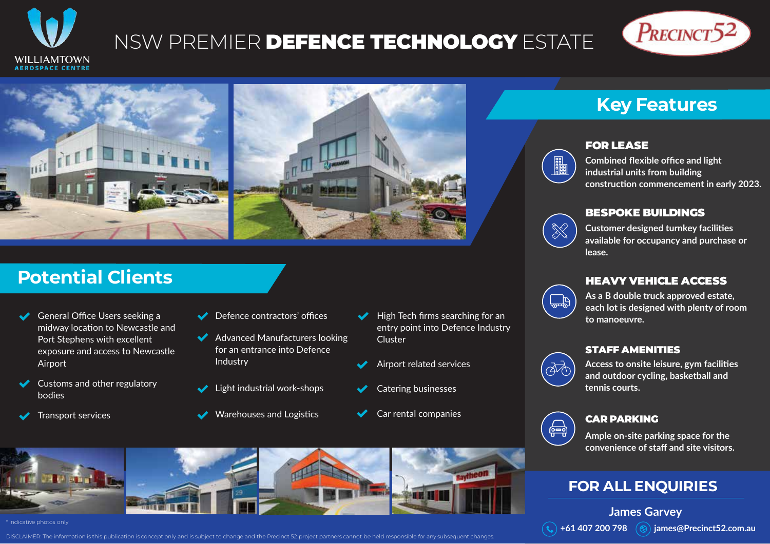WILLIAMTOWN AEROSPACE CENTRE

# NSW PREMIER **DEFENCE TECHNOLOGY** ESTATE

PRECINCT52

## Key Features

### FOR LEASE

Combined flexible office and light industrial units from building construction commencement in early 2023.

### BESPOKE BUILDINGS

Customer designed turnkey facilities available for occupancy and purchase or lease.

### HEAVY VEHICLE ACCESS

As a B double truck approved estate, each lot is designed with plenty of room to manoeuvre.

### STAFF AMENITIES

Access to onsite leisure, gym facilities and outdoor cycling, basketball and tennis courts.

### CAR PARKING

Ample on-site parking space for the convenience of staff and site visitors.

## Potential Clients

- General Office Users seeking a midway location to Newcastle and Port Stephens with excellent exposure and access to Newcastle Airport
- Customs and other regulatory bodies
- Transport services
- Defence contractors' offices
- Advanced Manufacturers looking for an entrance into Defence Industry
- Light industrial work-shops
- Warehouses and Logistics
- High Tech firms searching for an entry point into Defence Industry Cluster
- Airport related services
- Catering businesses
- Car rental companies

## FOR ALL ENQUIRIES

**James Garvey**

+61 407 200 798 james@Precinct52.com.au

* Indicative photos only

DISCLAIMER: The information in this publication is concept only and is subject to change and the Precinct 52 project partners cannot be held responsible for any subsequent changes.